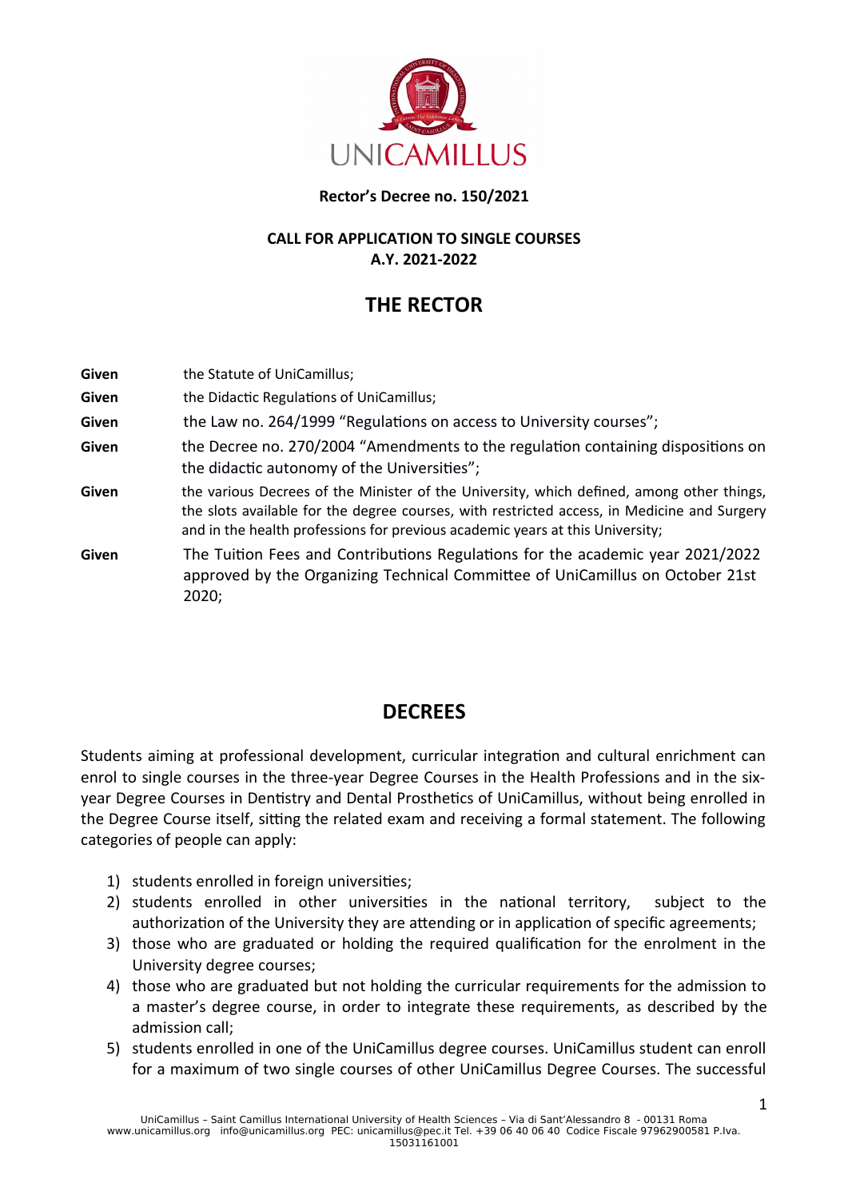**Rector's Decree no. 150/2021**

**CALL FOR APPLICATION TO SINGLE COURSES**
**A.Y. 2021-2022**

# THE RECTOR

**Given** the Statute of UniCamillus;

**Given** the Didactic Regulations of UniCamillus;

**Given** the Law no. 264/1999 "Regulations on access to University courses";

**Given** the Decree no. 270/2004 "Amendments to the regulation containing dispositions on the didactic autonomy of the Universities";

**Given** the various Decrees of the Minister of the University, which defined, among other things, the slots available for the degree courses, with restricted access, in Medicine and Surgery and in the health professions for previous academic years at this University;

**Given** The Tuition Fees and Contributions Regulations for the academic year 2021/2022 approved by the Organizing Technical Committee of UniCamillus on October 21st 2020;

# DECREES

Students aiming at professional development, curricular integration and cultural enrichment can enrol to single courses in the three-year Degree Courses in the Health Professions and in the six-year Degree Courses in Dentistry and Dental Prosthetics of UniCamillus, without being enrolled in the Degree Course itself, sitting the related exam and receiving a formal statement. The following categories of people can apply:

1) students enrolled in foreign universities;
2) students enrolled in other universities in the national territory, subject to the authorization of the University they are attending or in application of specific agreements;
3) those who are graduated or holding the required qualification for the enrolment in the University degree courses;
4) those who are graduated but not holding the curricular requirements for the admission to a master's degree course, in order to integrate these requirements, as described by the admission call;
5) students enrolled in one of the UniCamillus degree courses. UniCamillus student can enroll for a maximum of two single courses of other UniCamillus Degree Courses. The successful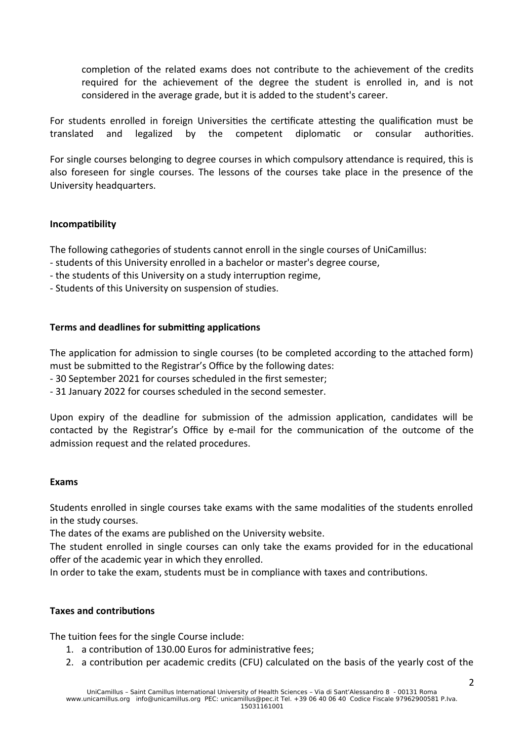completion of the related exams does not contribute to the achievement of the credits required for the achievement of the degree the student is enrolled in, and is not considered in the average grade, but it is added to the student's career.

For students enrolled in foreign Universities the certificate attesting the qualification must be translated and legalized by the competent diplomatic or consular authorities.

For single courses belonging to degree courses in which compulsory attendance is required, this is also foreseen for single courses. The lessons of the courses take place in the presence of the University headquarters.

**Incompatibility**

The following cathegories of students cannot enroll in the single courses of UniCamillus:
- students of this University enrolled in a bachelor or master's degree course,
- the students of this University on a study interruption regime,
- Students of this University on suspension of studies.

**Terms and deadlines for submitting applications**

The application for admission to single courses (to be completed according to the attached form) must be submitted to the Registrar's Office by the following dates:
- 30 September 2021 for courses scheduled in the first semester;
- 31 January 2022 for courses scheduled in the second semester.

Upon expiry of the deadline for submission of the admission application, candidates will be contacted by the Registrar's Office by e-mail for the communication of the outcome of the admission request and the related procedures.

**Exams**

Students enrolled in single courses take exams with the same modalities of the students enrolled in the study courses.
The dates of the exams are published on the University website.
The student enrolled in single courses can only take the exams provided for in the educational offer of the academic year in which they enrolled.
In order to take the exam, students must be in compliance with taxes and contributions.

**Taxes and contributions**

The tuition fees for the single Course include:

1. a contribution of 130.00 Euros for administrative fees;
2. a contribution per academic credits (CFU) calculated on the basis of the yearly cost of the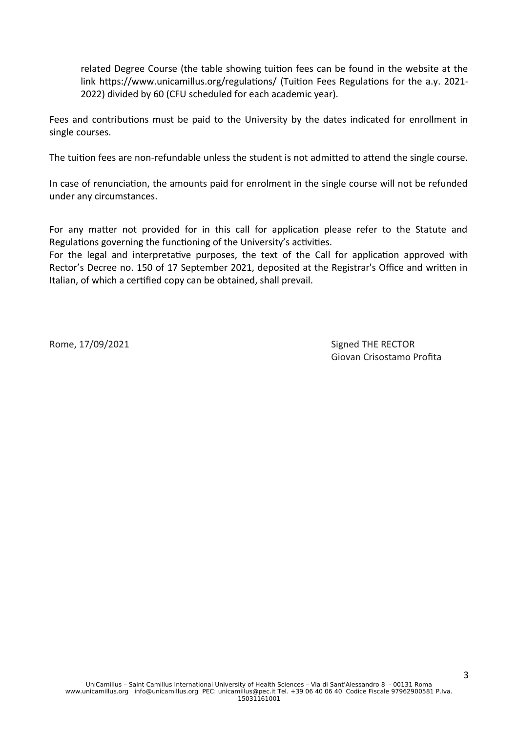related Degree Course (the table showing tuition fees can be found in the website at the link https://www.unicamillus.org/regulations/ (Tuition Fees Regulations for the a.y. 2021-2022) divided by 60 (CFU scheduled for each academic year).

Fees and contributions must be paid to the University by the dates indicated for enrollment in single courses.

The tuition fees are non-refundable unless the student is not admitted to attend the single course.

In case of renunciation, the amounts paid for enrolment in the single course will not be refunded under any circumstances.

For any matter not provided for in this call for application please refer to the Statute and Regulations governing the functioning of the University's activities.
For the legal and interpretative purposes, the text of the Call for application approved with Rector's Decree no. 150 of 17 September 2021, deposited at the Registrar's Office and written in Italian, of which a certified copy can be obtained, shall prevail.

Rome, 17/09/2021

Signed THE RECTOR
Giovan Crisostamo Profita

UniCamillus – Saint Camillus International University of Health Sciences – Via di Sant'Alessandro 8 - 00131 Roma
www.unicamillus.org info@unicamillus.org PEC: unicamillus@pec.it Tel. +39 06 40 06 40 Codice Fiscale 97962900581 P.Iva. 15031161001